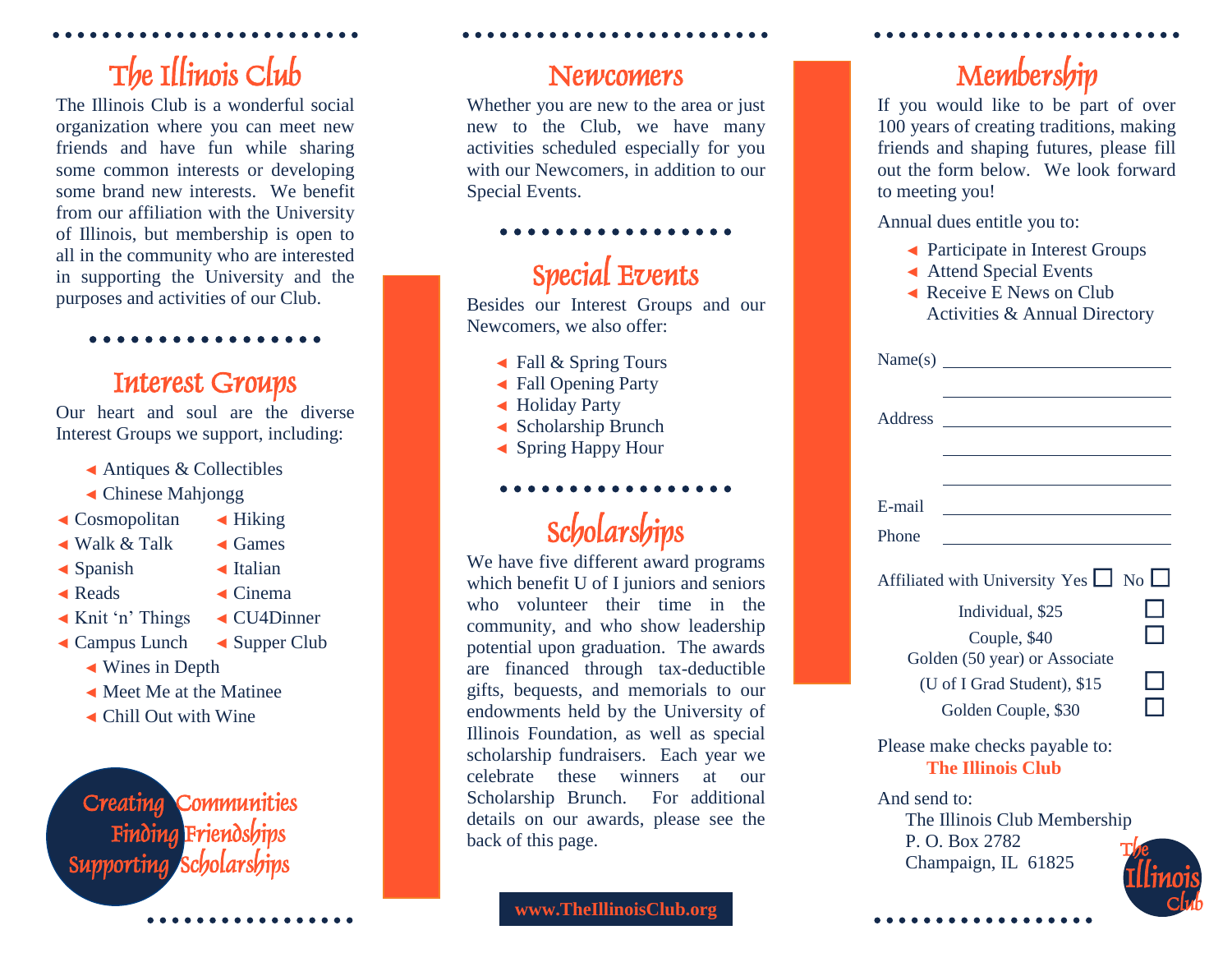# The Illinois Club

The Illinois Club is a wonderful social organization where you can meet new friends and have fun while sharing some common interests or developing some brand new interests. We benefit from our affiliation with the University of Illinois, but membership is open to all in the community who are interested in supporting the University and the purposes and activities of our Club.

## Interest Groups

Our heart and soul are the diverse Interest Groups we support, including:

- Antiques & Collectibles
- Chinese Mahjongg
- Cosmopolitan
- Hiking
- Walk & Talk
- Games
- Spanish
- Italian
- Reads
- Cinema
- Knit 'n' Things
- CU4Dinner
- Campus Lunch
- Supper Club
- Wines in Depth
- Meet Me at the Matinee
- Chill Out with Wine

Creating Communities
Finding Friendships
Supporting Scholarships

## Newcomers

Whether you are new to the area or just new to the Club, we have many activities scheduled especially for you with our Newcomers, in addition to our Special Events.

## Special Events

Besides our Interest Groups and our Newcomers, we also offer:

- Fall & Spring Tours
- Fall Opening Party
- Holiday Party
- Scholarship Brunch
- Spring Happy Hour

## Scholarships

We have five different award programs which benefit U of I juniors and seniors who volunteer their time in the community, and who show leadership potential upon graduation. The awards are financed through tax-deductible gifts, bequests, and memorials to our endowments held by the University of Illinois Foundation, as well as special scholarship fundraisers. Each year we celebrate these winners at our Scholarship Brunch. For additional details on our awards, please see the back of this page.

**www.TheIllinoisClub.org**

## Membership

If you would like to be part of over 100 years of creating traditions, making friends and shaping futures, please fill out the form below. We look forward to meeting you!

Annual dues entitle you to:

- Participate in Interest Groups
- Attend Special Events
- Receive E News on Club Activities & Annual Directory

Name(s) ______________________

______________________

Address ______________________

______________________

______________________

E-mail ______________________

Phone ______________________

Affiliated with University Yes ☐ No ☐

Individual, $25 ☐

Couple, $40 ☐

Golden (50 year) or Associate (U of I Grad Student), $15 ☐

Golden Couple, $30 ☐

Please make checks payable to:
**The Illinois Club**

And send to:
The Illinois Club Membership
P. O. Box 2782
Champaign, IL 61825

The Illinois Club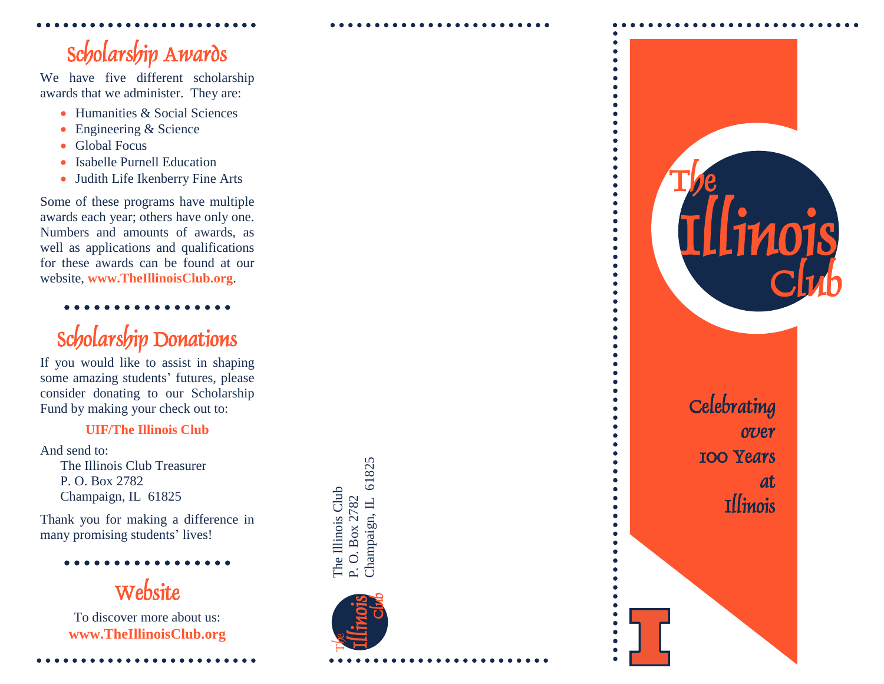## Scholarship Awards

We have five different scholarship awards that we administer. They are:

- Humanities & Social Sciences
- Engineering & Science
- Global Focus
- Isabelle Purnell Education
- Judith Life Ikenberry Fine Arts

Some of these programs have multiple awards each year; others have only one. Numbers and amounts of awards, as well as applications and qualifications for these awards can be found at our website, **www.TheIllinoisClub.org**.

## Scholarship Donations

If you would like to assist in shaping some amazing students' futures, please consider donating to our Scholarship Fund by making your check out to:

**UIF/The Illinois Club**

And send to:

The Illinois Club Treasurer
P. O. Box 2782
Champaign, IL 61825

Thank you for making a difference in many promising students' lives!

## Website

To discover more about us:
**www.TheIllinoisClub.org**

The Illinois Club
P. O. Box 2782
Champaign, IL 61825

The Illinois Club

# The Illinois Club

Celebrating over 100 Years at Illinois